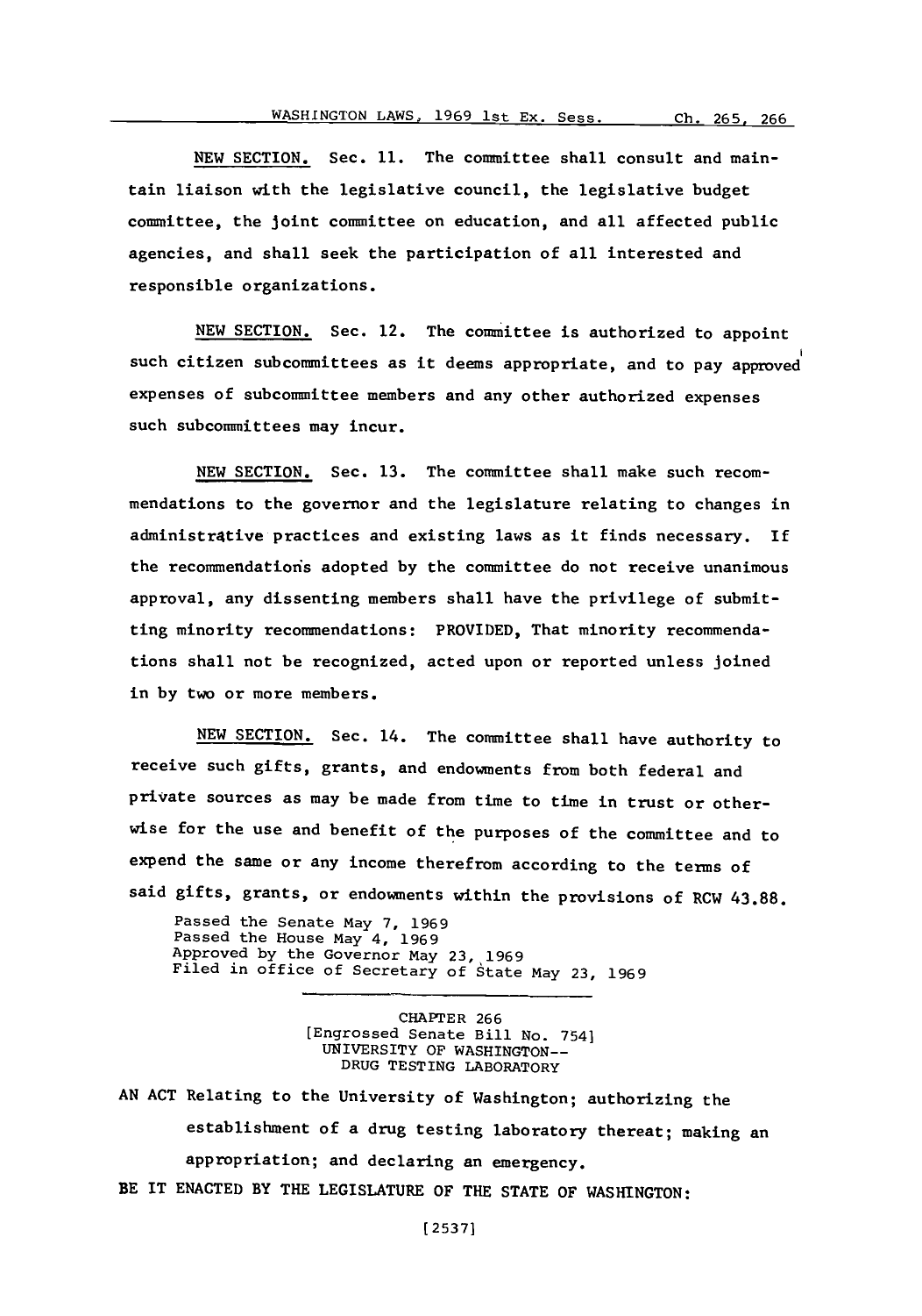NEW SECTION. Sec. 11. The committee shall consult and maintain liaison with the legislative council, the legislative budget committee, the joint committee on education, and all affected public agencies, and shall seek the participation of all interested and responsible organizations.

NEW SECTION. Sec. 12. The committee is authorized to appoint such citizen subcommittees as it deems appropriate, and to pay approved expenses of subcommittee members and any other authorized expenses such subcommittees may incur.

NEW SECTION. Sec. 13. The committee shall make such recommendations to the governor and the legislature relating to changes in administrative practices and existing laws as it finds necessary. If the recommendations adopted by the committee do not receive unanimous approval, any dissenting members shall have the privilege of submitting minority recommendations: PROVIDED, That minority recommendations shall not be recognized, acted upon or reported unless joined in by two or more members.

NEW SECTION. Sec. 14. The committee shall have authority to receive such gifts, grants, and endowments from both federal and private sources as may be made from time to time in trust or otherwise for the use and benefit of the purposes of the committee and to expend the same or any income therefrom according to the terms of said gifts, grants, or endowments within the provisions of RCW 43.88.

Passed the Senate May 7, 1969
Passed the House May 4, 1969
Approved by the Governor May 23, 1969
Filed in office of Secretary of State May 23, 1969

---

CHAPTER 266
[Engrossed Senate Bill No. 754]
UNIVERSITY OF WASHINGTON--
DRUG TESTING LABORATORY

AN ACT Relating to the University of Washington; authorizing the establishment of a drug testing laboratory thereat; making an appropriation; and declaring an emergency.

BE IT ENACTED BY THE LEGISLATURE OF THE STATE OF WASHINGTON: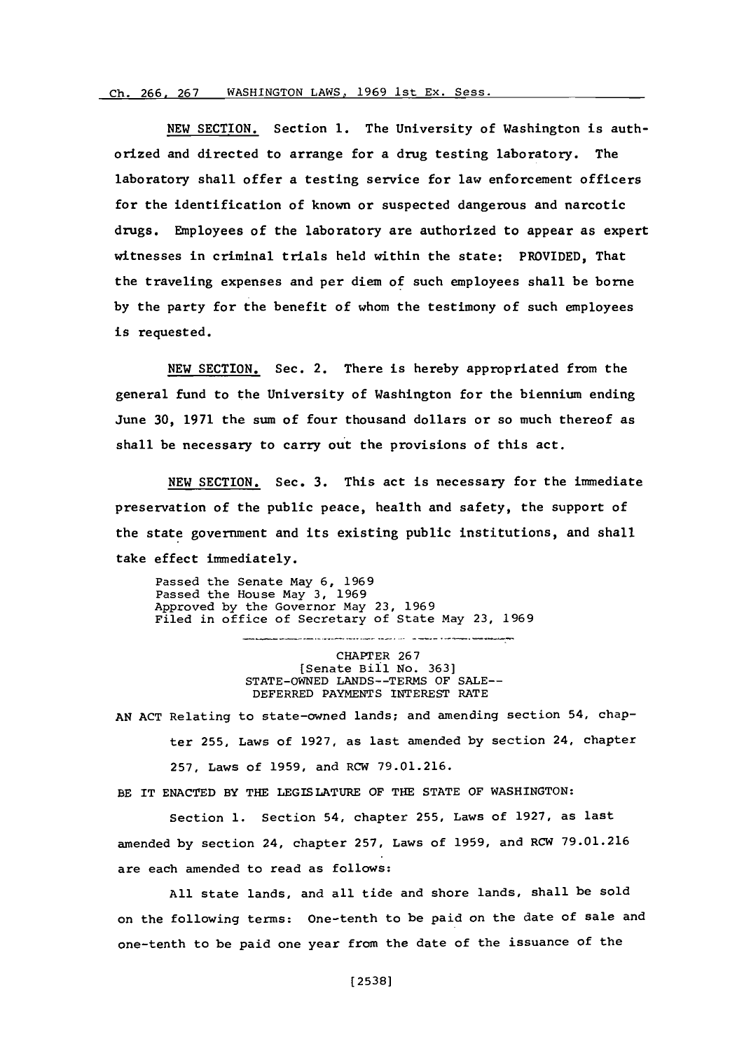NEW SECTION. Section 1. The University of Washington is authorized and directed to arrange for a drug testing laboratory. The laboratory shall offer a testing service for law enforcement officers for the identification of known or suspected dangerous and narcotic drugs. Employees of the laboratory are authorized to appear as expert witnesses in criminal trials held within the state: PROVIDED, That the traveling expenses and per diem of such employees shall be borne by the party for the benefit of whom the testimony of such employees is requested.

NEW SECTION. Sec. 2. There is hereby appropriated from the general fund to the University of Washington for the biennium ending June 30, 1971 the sum of four thousand dollars or so much thereof as shall be necessary to carry out the provisions of this act.

NEW SECTION. Sec. 3. This act is necessary for the immediate preservation of the public peace, health and safety, the support of the state government and its existing public institutions, and shall take effect immediately.

Passed the Senate May 6, 1969
Passed the House May 3, 1969
Approved by the Governor May 23, 1969
Filed in office of Secretary of State May 23, 1969

CHAPTER 267
[Senate Bill No. 363]
STATE-OWNED LANDS--TERMS OF SALE--
DEFERRED PAYMENTS INTEREST RATE

AN ACT Relating to state-owned lands; and amending section 54, chapter 255, Laws of 1927, as last amended by section 24, chapter 257, Laws of 1959, and RCW 79.01.216.

BE IT ENACTED BY THE LEGISLATURE OF THE STATE OF WASHINGTON:

Section 1. Section 54, chapter 255, Laws of 1927, as last amended by section 24, chapter 257, Laws of 1959, and RCW 79.01.216 are each amended to read as follows:

All state lands, and all tide and shore lands, shall be sold on the following terms: One-tenth to be paid on the date of sale and one-tenth to be paid one year from the date of the issuance of the